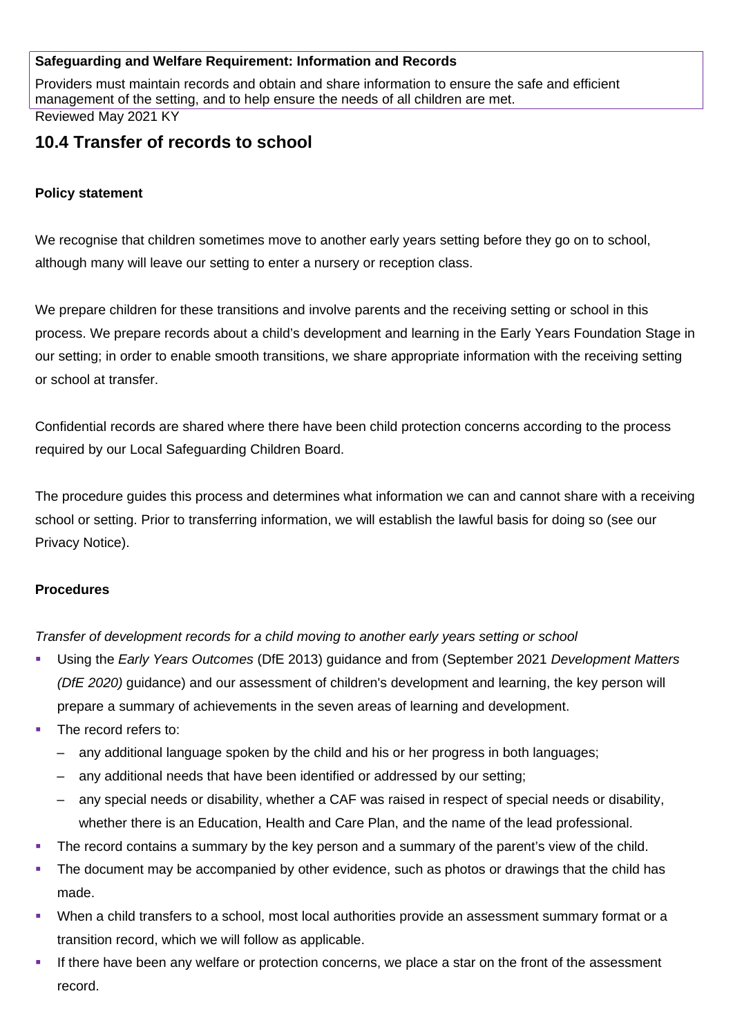**Safeguarding and Welfare Requirement: Information and Records**

Providers must maintain records and obtain and share information to ensure the safe and efficient management of the setting, and to help ensure the needs of all children are met.

Reviewed May 2021 KY

## 10.4 Transfer of records to school

**Policy statement**

We recognise that children sometimes move to another early years setting before they go on to school, although many will leave our setting to enter a nursery or reception class.

We prepare children for these transitions and involve parents and the receiving setting or school in this process. We prepare records about a child's development and learning in the Early Years Foundation Stage in our setting; in order to enable smooth transitions, we share appropriate information with the receiving setting or school at transfer.

Confidential records are shared where there have been child protection concerns according to the process required by our Local Safeguarding Children Board.

The procedure guides this process and determines what information we can and cannot share with a receiving school or setting. Prior to transferring information, we will establish the lawful basis for doing so (see our Privacy Notice).

**Procedures**

*Transfer of development records for a child moving to another early years setting or school*

- Using the *Early Years Outcomes* (DfE 2013) guidance and from (September 2021 *Development Matters (DfE 2020)* guidance) and our assessment of children's development and learning, the key person will prepare a summary of achievements in the seven areas of learning and development.
- The record refers to:
  - any additional language spoken by the child and his or her progress in both languages;
  - any additional needs that have been identified or addressed by our setting;
  - any special needs or disability, whether a CAF was raised in respect of special needs or disability, whether there is an Education, Health and Care Plan, and the name of the lead professional.
- The record contains a summary by the key person and a summary of the parent's view of the child.
- The document may be accompanied by other evidence, such as photos or drawings that the child has made.
- When a child transfers to a school, most local authorities provide an assessment summary format or a transition record, which we will follow as applicable.
- If there have been any welfare or protection concerns, we place a star on the front of the assessment record.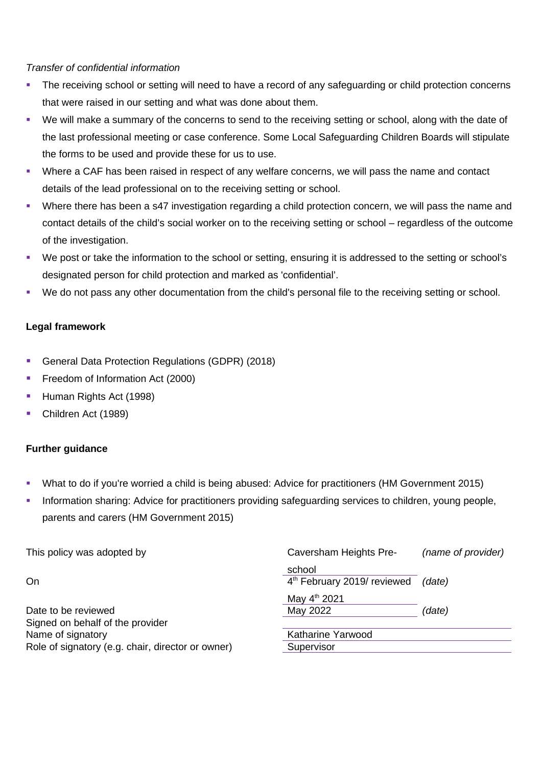*Transfer of confidential information*

- The receiving school or setting will need to have a record of any safeguarding or child protection concerns that were raised in our setting and what was done about them.
- We will make a summary of the concerns to send to the receiving setting or school, along with the date of the last professional meeting or case conference. Some Local Safeguarding Children Boards will stipulate the forms to be used and provide these for us to use.
- Where a CAF has been raised in respect of any welfare concerns, we will pass the name and contact details of the lead professional on to the receiving setting or school.
- Where there has been a s47 investigation regarding a child protection concern, we will pass the name and contact details of the child's social worker on to the receiving setting or school – regardless of the outcome of the investigation.
- We post or take the information to the school or setting, ensuring it is addressed to the setting or school's designated person for child protection and marked as 'confidential'.
- We do not pass any other documentation from the child's personal file to the receiving setting or school.

**Legal framework**

- General Data Protection Regulations (GDPR) (2018)
- Freedom of Information Act (2000)
- Human Rights Act (1998)
- Children Act (1989)

**Further guidance**

- What to do if you're worried a child is being abused: Advice for practitioners (HM Government 2015)
- Information sharing: Advice for practitioners providing safeguarding services to children, young people, parents and carers (HM Government 2015)

| | | |
|---|---|---|
| This policy was adopted by | Caversham Heights Pre-school | *(name of provider)* |
| On | 4th February 2019/ reviewed May 4th 2021 | *(date)* |
| Date to be reviewed | May 2022 | *(date)* |
| Signed on behalf of the provider | | |
| Name of signatory | Katharine Yarwood | |
| Role of signatory (e.g. chair, director or owner) | Supervisor | |